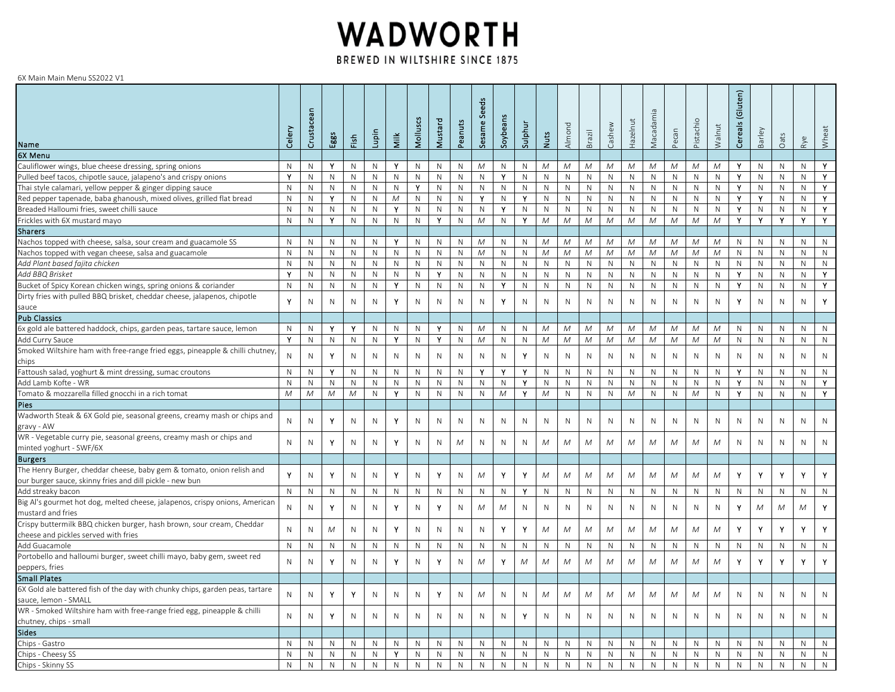# WADWORTH

BREWED IN WILTSHIRE SINCE 1875

6X Main Main Menu SS2022 V1

| Name | Celery | Crustacean | Eggs | Fish | Lupin | Milk | Molluscs | Mustard | Peanuts | Sesame Seeds | Soybeans | Sulphur | Nuts | Almond | Brazil | Cashew | Hazelnut | Macadamia | Pecan | Pistachio | Walnut | Cereals (Gluten) | Barley | Oats | Rye | Wheat |
|---|---|---|---|---|---|---|---|---|---|---|---|---|---|---|---|---|---|---|---|---|---|---|---|---|---|---|
| **6X Menu** | | | | | | | | | | | | | | | | | | | | | | | | | | |
| Cauliflower wings, blue cheese dressing, spring onions | N | N | Y | N | N | Y | N | N | N | M | N | N | M | M | M | M | M | M | M | M | M | Y | N | N | N | Y |
| Pulled beef tacos, chipotle sauce, jalapeno's and crispy onions | Y | N | N | N | N | N | N | N | N | N | Y | N | N | N | N | N | N | N | N | N | N | Y | N | N | N | Y |
| Thai style calamari, yellow pepper & ginger dipping sauce | N | N | N | N | N | N | Y | N | N | N | N | N | N | N | N | N | N | N | N | N | N | Y | N | N | N | Y |
| Red pepper tapenade, baba ghanoush, mixed olives, grilled flat bread | N | N | Y | N | N | M | N | N | N | Y | N | Y | N | N | N | N | N | N | N | N | N | Y | Y | N | N | Y |
| Breaded Halloumi fries, sweet chilli sauce | N | N | N | N | N | Y | N | N | N | N | Y | N | N | N | N | N | N | N | N | N | N | Y | N | N | N | Y |
| Frickles with 6X mustard mayo | N | N | Y | N | N | N | N | Y | N | M | N | Y | M | M | M | M | M | M | M | M | M | Y | Y | Y | Y | Y |
| **Sharers** | | | | | | | | | | | | | | | | | | | | | | | | | | |
| Nachos topped with cheese, salsa, sour cream and guacamole SS | N | N | N | N | N | Y | N | N | N | M | N | N | M | M | M | M | M | M | M | M | M | N | N | N | N | N |
| Nachos topped with vegan cheese, salsa and guacamole | N | N | N | N | N | N | N | N | N | M | N | N | M | M | M | M | M | M | M | M | M | N | N | N | N | N |
| *Add Plant based fajita chicken* | N | N | N | N | N | N | N | N | N | N | N | N | N | N | N | N | N | N | N | N | N | N | N | N | N | N |
| *Add BBQ Brisket* | Y | N | N | N | N | N | N | Y | N | N | N | N | N | N | N | N | N | N | N | N | N | Y | N | N | N | Y |
| Bucket of Spicy Korean chicken wings, spring onions & coriander | N | N | N | N | N | Y | N | N | N | N | Y | N | N | N | N | N | N | N | N | N | N | Y | N | N | N | Y |
| Dirty fries with pulled BBQ brisket, cheddar cheese, jalapenos, chipotle sauce | Y | N | N | N | N | Y | N | N | N | N | Y | N | N | N | N | N | N | N | N | N | N | Y | N | N | N | Y |
| **Pub Classics** | | | | | | | | | | | | | | | | | | | | | | | | | | |
| 6x gold ale battered haddock, chips, garden peas, tartare sauce, lemon | N | N | Y | Y | N | N | N | Y | N | M | N | N | M | M | M | M | M | M | M | M | M | N | N | N | N | N |
| Add Curry Sauce | Y | N | N | N | N | Y | N | Y | N | M | N | N | M | M | M | M | M | M | M | M | M | N | N | N | N | N |
| Smoked Wiltshire ham with free-range fried eggs, pineapple & chilli chutney, chips | N | N | Y | N | N | N | N | N | N | N | N | Y | N | N | N | N | N | N | N | N | N | N | N | N | N | N |
| Fattoush salad, yoghurt & mint dressing, sumac croutons | N | N | Y | N | N | N | N | N | N | Y | Y | Y | N | N | N | N | N | N | N | N | N | Y | N | N | N | N |
| Add Lamb Kofte - WR | N | N | N | N | N | N | N | N | N | N | N | Y | N | N | N | N | N | N | N | N | N | Y | N | N | N | Y |
| Tomato & mozzarella filled gnocchi in a rich tomat | M | M | M | M | N | Y | N | N | N | N | M | Y | M | N | N | N | M | N | N | M | N | Y | N | N | N | Y |
| **Pies** | | | | | | | | | | | | | | | | | | | | | | | | | | |
| Wadworth Steak & 6X Gold pie, seasonal greens, creamy mash or chips and gravy - AW | N | N | Y | N | N | Y | N | N | N | N | N | N | N | N | N | N | N | N | N | N | N | N | N | N | N | N |
| WR - Vegetable curry pie, seasonal greens, creamy mash or chips and minted yoghurt - SWF/6X | N | N | Y | N | N | Y | N | N | M | N | N | N | M | M | M | M | M | M | M | M | M | N | N | N | N | N |
| **Burgers** | | | | | | | | | | | | | | | | | | | | | | | | | | |
| The Henry Burger, cheddar cheese, baby gem & tomato, onion relish and our burger sauce, skinny fries and dill pickle - new bun | Y | N | Y | N | N | Y | N | Y | N | M | Y | Y | M | M | M | M | M | M | M | M | M | Y | Y | Y | Y | Y |
| Add streaky bacon | N | N | N | N | N | N | N | N | N | N | N | Y | N | N | N | N | N | N | N | N | N | N | N | N | N | N |
| Big Al's gourmet hot dog, melted cheese, jalapenos, crispy onions, American mustard and fries | N | N | Y | N | N | Y | N | Y | N | M | M | N | N | N | N | N | N | N | N | N | N | Y | M | M | M | Y |
| Crispy buttermilk BBQ chicken burger, hash brown, sour cream, Cheddar cheese and pickles served with fries | N | N | M | N | N | Y | N | N | N | N | Y | Y | M | M | M | M | M | M | M | M | M | Y | Y | Y | Y | Y |
| Add Guacamole | N | N | N | N | N | N | N | N | N | N | N | N | N | N | N | N | N | N | N | N | N | N | N | N | N | N |
| Portobello and halloumi burger, sweet chilli mayo, baby gem, sweet red peppers, fries | N | N | Y | N | N | Y | N | Y | N | M | Y | M | M | M | M | M | M | M | M | M | M | Y | Y | Y | Y | Y |
| **Small Plates** | | | | | | | | | | | | | | | | | | | | | | | | | | |
| 6X Gold ale battered fish of the day with chunky chips, garden peas, tartare sauce, lemon - SMALL | N | N | Y | Y | N | N | N | Y | N | M | N | N | M | M | M | M | M | M | M | M | M | N | N | N | N | N |
| WR - Smoked Wiltshire ham with free-range fried egg, pineapple & chilli chutney, chips - small | N | N | Y | N | N | N | N | N | N | N | N | Y | N | N | N | N | N | N | N | N | N | N | N | N | N | N |
| **Sides** | | | | | | | | | | | | | | | | | | | | | | | | | | |
| Chips - Gastro | N | N | N | N | N | N | N | N | N | N | N | N | N | N | N | N | N | N | N | N | N | N | N | N | N | N |
| Chips - Cheesy SS | N | N | N | N | N | Y | N | N | N | N | N | N | N | N | N | N | N | N | N | N | N | N | N | N | N | N |
| Chips - Skinny SS | N | N | N | N | N | N | N | N | N | N | N | N | N | N | N | N | N | N | N | N | N | N | N | N | N | N |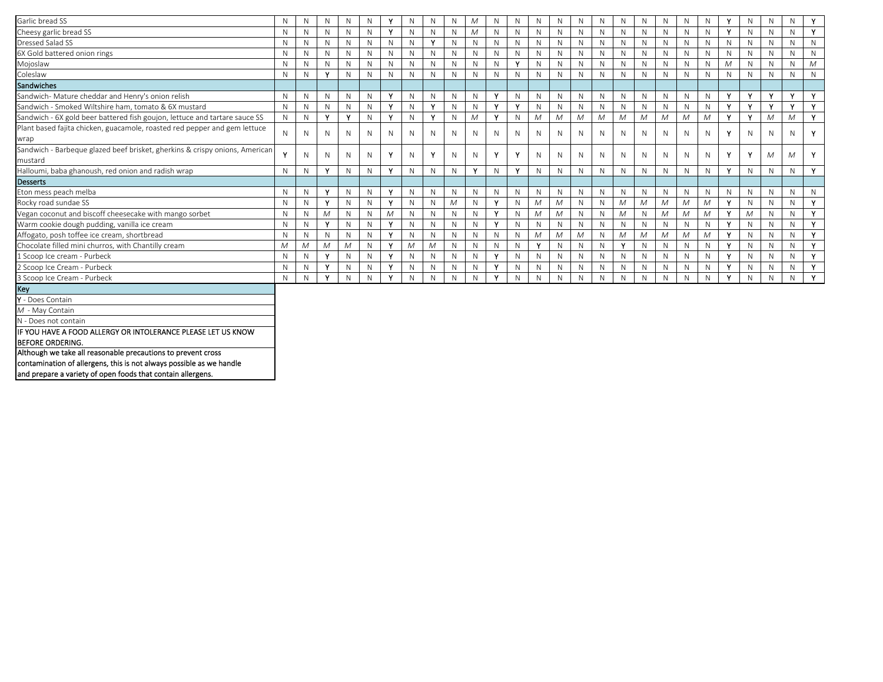| | | | | | | | | | | | | | | | | | | | | | | | | | | |
|---|---|---|---|---|---|---|---|---|---|---|---|---|---|---|---|---|---|---|---|---|---|---|---|---|---|---|
| Garlic bread SS | N | N | N | N | N | Y | N | N | N | M | N | N | N | N | N | N | N | N | N | N | N | Y | N | N | N | Y |
| Cheesy garlic bread SS | N | N | N | N | N | Y | N | N | N | M | N | N | N | N | N | N | N | N | N | N | N | Y | N | N | N | Y |
| Dressed Salad SS | N | N | N | N | N | N | N | Y | N | N | N | N | N | N | N | N | N | N | N | N | N | N | N | N | N | N |
| 6X Gold battered onion rings | N | N | N | N | N | N | N | N | N | N | N | N | N | N | N | N | N | N | N | N | N | N | N | N | N | N |
| Mojoslaw | N | N | N | N | N | N | N | N | N | N | N | Y | N | N | N | N | N | N | N | N | N | M | N | N | N | M |
| Coleslaw | N | N | Y | N | N | N | N | N | N | N | N | N | N | N | N | N | N | N | N | N | N | N | N | N | N | N |
| **Sandwiches** | | | | | | | | | | | | | | | | | | | | | | | | | | |
| Sandwich- Mature cheddar and Henry's onion relish | N | N | N | N | N | Y | N | N | N | N | Y | N | N | N | N | N | N | N | N | N | N | Y | Y | Y | Y | Y |
| Sandwich - Smoked Wiltshire ham, tomato & 6X mustard | N | N | N | N | N | Y | N | Y | N | N | Y | Y | N | N | N | N | N | N | N | N | N | Y | Y | Y | Y | Y |
| Sandwich - 6X gold beer battered fish goujon, lettuce and tartare sauce SS | N | N | Y | Y | N | Y | N | Y | N | M | Y | N | M | M | M | M | M | M | M | M | M | Y | Y | M | M | Y |
| Plant based fajita chicken, guacamole, roasted red pepper and gem lettuce wrap | N | N | N | N | N | N | N | N | N | N | N | N | N | N | N | N | N | N | N | N | N | Y | N | N | N | Y |
| Sandwich - Barbeque glazed beef brisket, gherkins & crispy onions, American mustard | Y | N | N | N | N | Y | N | Y | N | N | Y | Y | N | N | N | N | N | N | N | N | N | Y | Y | M | M | Y |
| Halloumi, baba ghanoush, red onion and radish wrap | N | N | Y | N | N | Y | N | N | N | Y | N | Y | N | N | N | N | N | N | N | N | N | Y | N | N | N | Y |
| **Desserts** | | | | | | | | | | | | | | | | | | | | | | | | | | |
| Eton mess peach melba | N | N | Y | N | N | Y | N | N | N | N | N | N | N | N | N | N | N | N | N | N | N | N | N | N | N | N |
| Rocky road sundae SS | N | N | Y | N | N | Y | N | N | M | N | Y | N | M | M | N | N | M | M | M | M | M | Y | N | N | N | Y |
| Vegan coconut and biscoff cheesecake with mango sorbet | N | N | M | N | N | M | N | N | N | N | Y | N | M | M | N | N | M | N | M | M | M | Y | M | N | N | Y |
| Warm cookie dough pudding, vanilla ice cream | N | N | Y | N | N | Y | N | N | N | N | Y | N | N | N | N | N | N | N | N | N | N | Y | N | N | N | Y |
| Affogato, posh toffee ice cream, shortbread | N | N | N | N | N | Y | N | N | N | N | N | N | M | M | M | N | M | M | M | M | M | Y | N | N | N | Y |
| Chocolate filled mini churros, with Chantilly cream | M | M | M | M | N | Y | M | M | N | N | N | N | Y | N | N | N | Y | N | N | N | N | Y | N | N | N | Y |
| 1 Scoop Ice cream - Purbeck | N | N | Y | N | N | Y | N | N | N | N | Y | N | N | N | N | N | N | N | N | N | N | Y | N | N | N | Y |
| 2 Scoop Ice Cream - Purbeck | N | N | Y | N | N | Y | N | N | N | N | Y | N | N | N | N | N | N | N | N | N | N | Y | N | N | N | Y |
| 3 Scoop Ice Cream - Purbeck | N | N | Y | N | N | Y | N | N | N | N | Y | N | N | N | N | N | N | N | N | N | N | Y | N | N | N | Y |

**Key**

**Y** - Does Contain

*M* - May Contain

N - Does not contain

IF YOU HAVE A FOOD ALLERGY OR INTOLERANCE PLEASE LET US KNOW BEFORE ORDERING.

Although we take all reasonable precautions to prevent cross contamination of allergens, this is not always possible as we handle and prepare a variety of open foods that contain allergens.